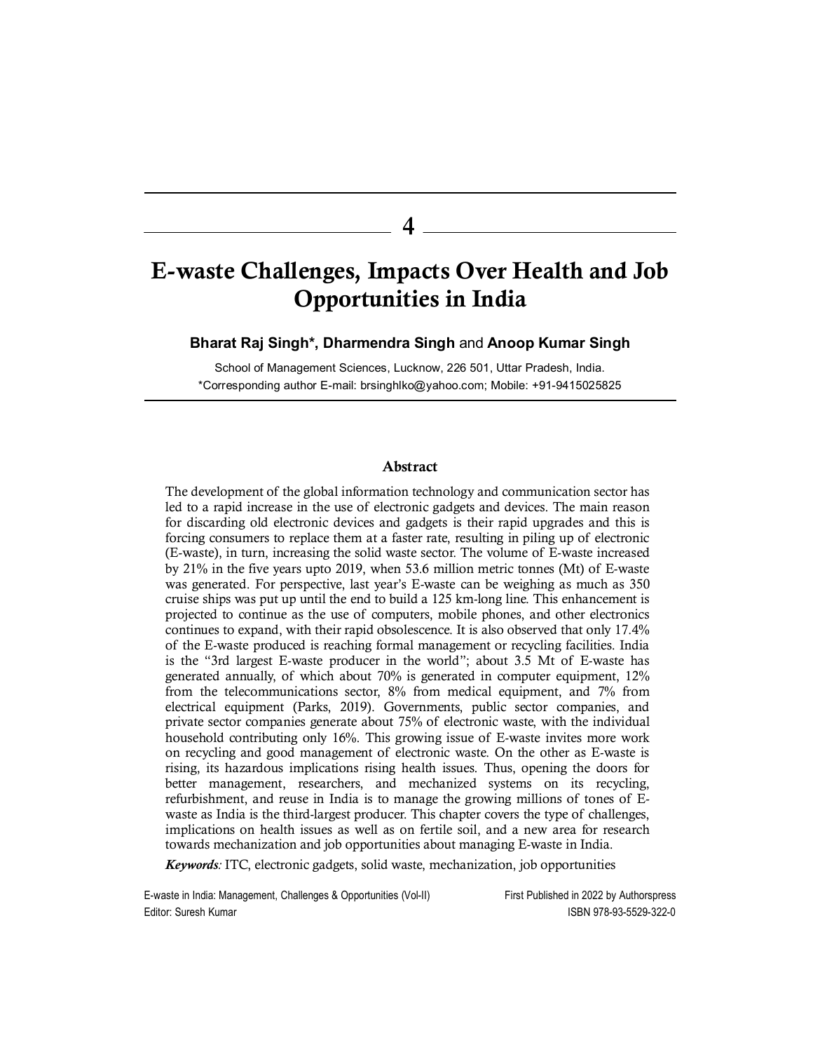# 4

# E-waste Challenges, Impacts Over Health and Job Opportunities in India

**Bharat Raj Singh\*, Dharmendra Singh** and **Anoop Kumar Singh**

School of Management Sciences, Lucknow, 226 501, Uttar Pradesh, India.
\*Corresponding author E-mail: brsinghlko@yahoo.com; Mobile: +91-9415025825

## Abstract

The development of the global information technology and communication sector has led to a rapid increase in the use of electronic gadgets and devices. The main reason for discarding old electronic devices and gadgets is their rapid upgrades and this is forcing consumers to replace them at a faster rate, resulting in piling up of electronic (E-waste), in turn, increasing the solid waste sector. The volume of E-waste increased by 21% in the five years upto 2019, when 53.6 million metric tonnes (Mt) of E-waste was generated. For perspective, last year's E-waste can be weighing as much as 350 cruise ships was put up until the end to build a 125 km-long line. This enhancement is projected to continue as the use of computers, mobile phones, and other electronics continues to expand, with their rapid obsolescence. It is also observed that only 17.4% of the E-waste produced is reaching formal management or recycling facilities. India is the "3rd largest E-waste producer in the world"; about 3.5 Mt of E-waste has generated annually, of which about 70% is generated in computer equipment, 12% from the telecommunications sector, 8% from medical equipment, and 7% from electrical equipment (Parks, 2019). Governments, public sector companies, and private sector companies generate about 75% of electronic waste, with the individual household contributing only 16%. This growing issue of E-waste invites more work on recycling and good management of electronic waste. On the other as E-waste is rising, its hazardous implications rising health issues. Thus, opening the doors for better management, researchers, and mechanized systems on its recycling, refurbishment, and reuse in India is to manage the growing millions of tones of E-waste as India is the third-largest producer. This chapter covers the type of challenges, implications on health issues as well as on fertile soil, and a new area for research towards mechanization and job opportunities about managing E-waste in India.

***Keywords:*** ITC, electronic gadgets, solid waste, mechanization, job opportunities

E-waste in India: Management, Challenges & Opportunities (Vol-II) — First Published in 2022 by Authorspress
Editor: Suresh Kumar — ISBN 978-93-5529-322-0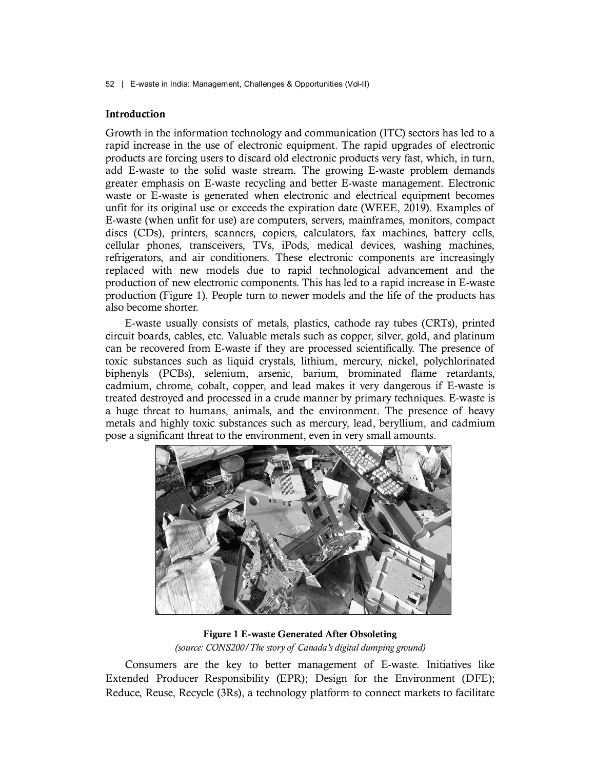## Introduction

Growth in the information technology and communication (ITC) sectors has led to a rapid increase in the use of electronic equipment. The rapid upgrades of electronic products are forcing users to discard old electronic products very fast, which, in turn, add E-waste to the solid waste stream. The growing E-waste problem demands greater emphasis on E-waste recycling and better E-waste management. Electronic waste or E-waste is generated when electronic and electrical equipment becomes unfit for its original use or exceeds the expiration date (WEEE, 2019). Examples of E-waste (when unfit for use) are computers, servers, mainframes, monitors, compact discs (CDs), printers, scanners, copiers, calculators, fax machines, battery cells, cellular phones, transceivers, TVs, iPods, medical devices, washing machines, refrigerators, and air conditioners. These electronic components are increasingly replaced with new models due to rapid technological advancement and the production of new electronic components. This has led to a rapid increase in E-waste production (Figure 1). People turn to newer models and the life of the products has also become shorter.

E-waste usually consists of metals, plastics, cathode ray tubes (CRTs), printed circuit boards, cables, etc. Valuable metals such as copper, silver, gold, and platinum can be recovered from E-waste if they are processed scientifically. The presence of toxic substances such as liquid crystals, lithium, mercury, nickel, polychlorinated biphenyls (PCBs), selenium, arsenic, barium, brominated flame retardants, cadmium, chrome, cobalt, copper, and lead makes it very dangerous if E-waste is treated destroyed and processed in a crude manner by primary techniques. E-waste is a huge threat to humans, animals, and the environment. The presence of heavy metals and highly toxic substances such as mercury, lead, beryllium, and cadmium pose a significant threat to the environment, even in very small amounts.

**Figure 1 E-waste Generated After Obsoleting**

*(source: CONS200/ The story of Canada's digital dumping ground)*

Consumers are the key to better management of E-waste. Initiatives like Extended Producer Responsibility (EPR); Design for the Environment (DFE); Reduce, Reuse, Recycle (3Rs), a technology platform to connect markets to facilitate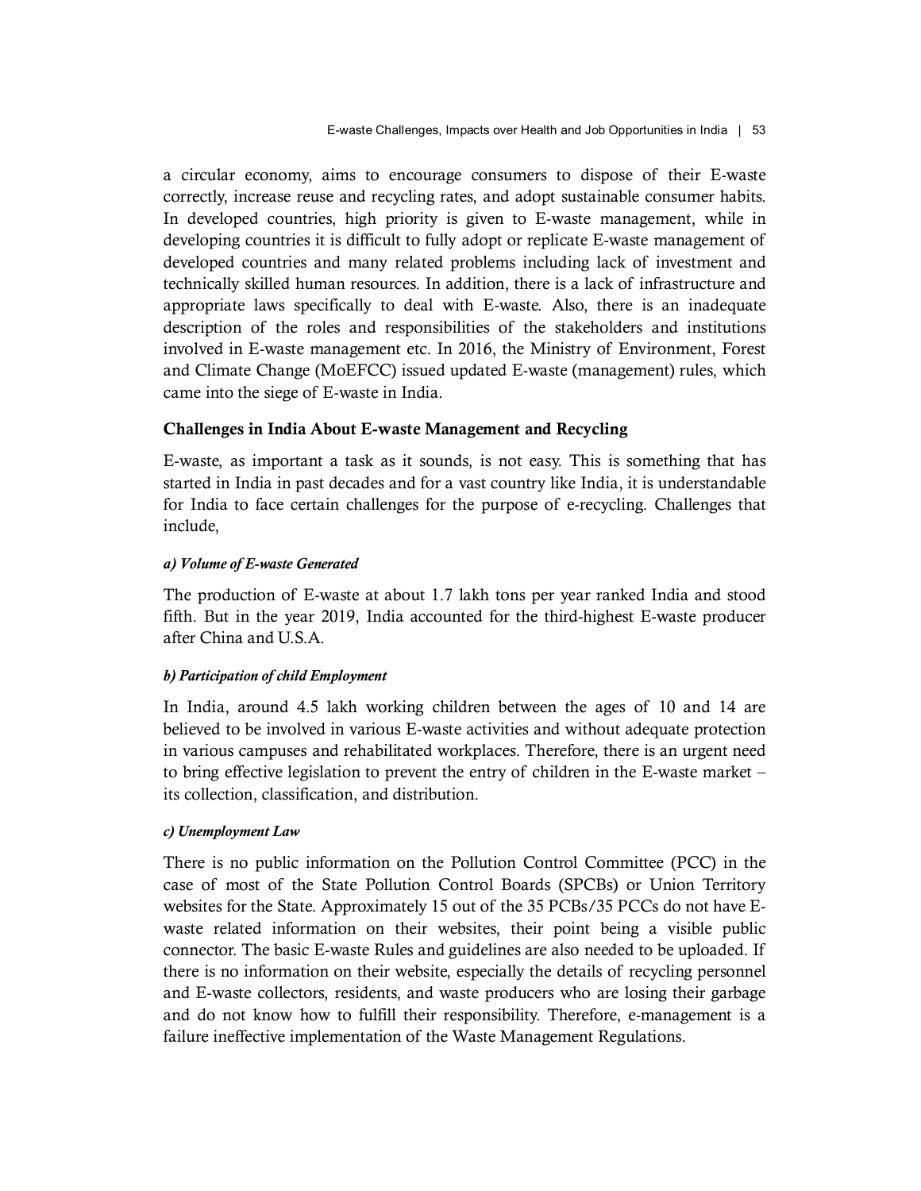a circular economy, aims to encourage consumers to dispose of their E-waste correctly, increase reuse and recycling rates, and adopt sustainable consumer habits. In developed countries, high priority is given to E-waste management, while in developing countries it is difficult to fully adopt or replicate E-waste management of developed countries and many related problems including lack of investment and technically skilled human resources. In addition, there is a lack of infrastructure and appropriate laws specifically to deal with E-waste. Also, there is an inadequate description of the roles and responsibilities of the stakeholders and institutions involved in E-waste management etc. In 2016, the Ministry of Environment, Forest and Climate Change (MoEFCC) issued updated E-waste (management) rules, which came into the siege of E-waste in India.

## Challenges in India About E-waste Management and Recycling

E-waste, as important a task as it sounds, is not easy. This is something that has started in India in past decades and for a vast country like India, it is understandable for India to face certain challenges for the purpose of e-recycling. Challenges that include,

### *a) Volume of E-waste Generated*

The production of E-waste at about 1.7 lakh tons per year ranked India and stood fifth. But in the year 2019, India accounted for the third-highest E-waste producer after China and U.S.A.

### *b) Participation of child Employment*

In India, around 4.5 lakh working children between the ages of 10 and 14 are believed to be involved in various E-waste activities and without adequate protection in various campuses and rehabilitated workplaces. Therefore, there is an urgent need to bring effective legislation to prevent the entry of children in the E-waste market – its collection, classification, and distribution.

### *c) Unemployment Law*

There is no public information on the Pollution Control Committee (PCC) in the case of most of the State Pollution Control Boards (SPCBs) or Union Territory websites for the State. Approximately 15 out of the 35 PCBs/35 PCCs do not have E-waste related information on their websites, their point being a visible public connector. The basic E-waste Rules and guidelines are also needed to be uploaded. If there is no information on their website, especially the details of recycling personnel and E-waste collectors, residents, and waste producers who are losing their garbage and do not know how to fulfill their responsibility. Therefore, e-management is a failure ineffective implementation of the Waste Management Regulations.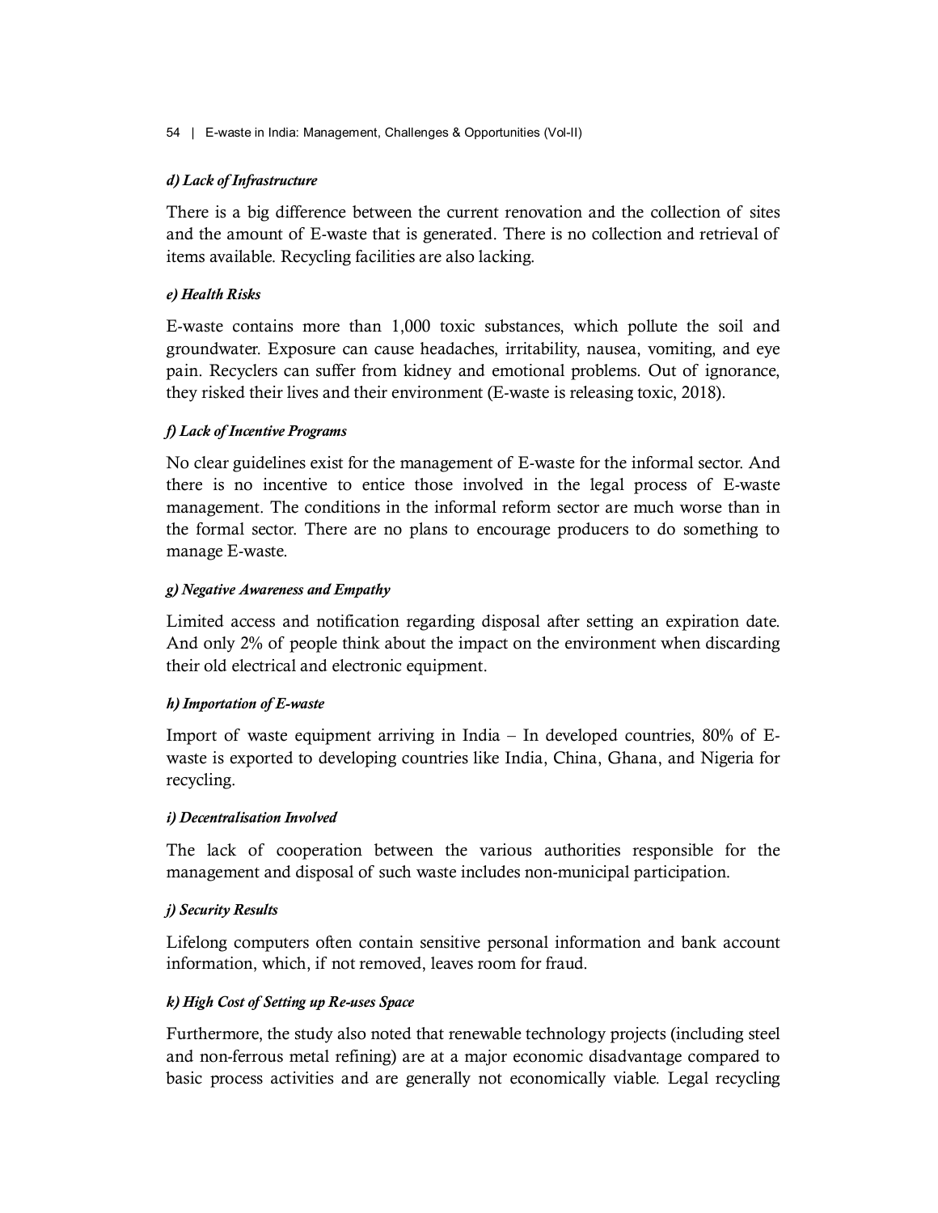#### *d) Lack of Infrastructure*

There is a big difference between the current renovation and the collection of sites and the amount of E-waste that is generated. There is no collection and retrieval of items available. Recycling facilities are also lacking.

#### *e) Health Risks*

E-waste contains more than 1,000 toxic substances, which pollute the soil and groundwater. Exposure can cause headaches, irritability, nausea, vomiting, and eye pain. Recyclers can suffer from kidney and emotional problems. Out of ignorance, they risked their lives and their environment (E-waste is releasing toxic, 2018).

#### *f) Lack of Incentive Programs*

No clear guidelines exist for the management of E-waste for the informal sector. And there is no incentive to entice those involved in the legal process of E-waste management. The conditions in the informal reform sector are much worse than in the formal sector. There are no plans to encourage producers to do something to manage E-waste.

#### *g) Negative Awareness and Empathy*

Limited access and notification regarding disposal after setting an expiration date. And only 2% of people think about the impact on the environment when discarding their old electrical and electronic equipment.

#### *h) Importation of E-waste*

Import of waste equipment arriving in India – In developed countries, 80% of E-waste is exported to developing countries like India, China, Ghana, and Nigeria for recycling.

#### *i) Decentralisation Involved*

The lack of cooperation between the various authorities responsible for the management and disposal of such waste includes non-municipal participation.

#### *j) Security Results*

Lifelong computers often contain sensitive personal information and bank account information, which, if not removed, leaves room for fraud.

#### *k) High Cost of Setting up Re-uses Space*

Furthermore, the study also noted that renewable technology projects (including steel and non-ferrous metal refining) are at a major economic disadvantage compared to basic process activities and are generally not economically viable. Legal recycling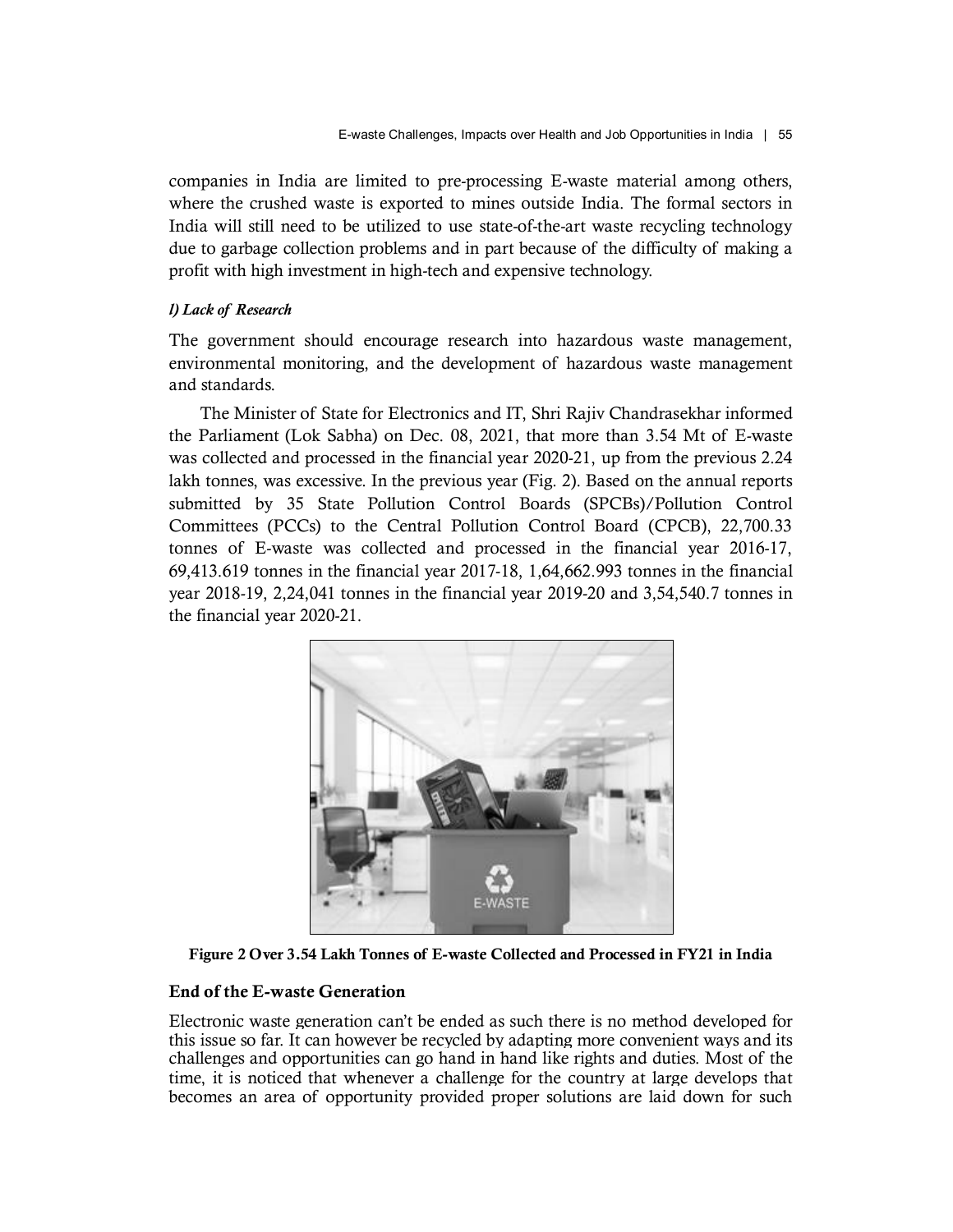companies in India are limited to pre-processing E-waste material among others, where the crushed waste is exported to mines outside India. The formal sectors in India will still need to be utilized to use state-of-the-art waste recycling technology due to garbage collection problems and in part because of the difficulty of making a profit with high investment in high-tech and expensive technology.

***l) Lack of Research***

The government should encourage research into hazardous waste management, environmental monitoring, and the development of hazardous waste management and standards.

The Minister of State for Electronics and IT, Shri Rajiv Chandrasekhar informed the Parliament (Lok Sabha) on Dec. 08, 2021, that more than 3.54 Mt of E-waste was collected and processed in the financial year 2020-21, up from the previous 2.24 lakh tonnes, was excessive. In the previous year (Fig. 2). Based on the annual reports submitted by 35 State Pollution Control Boards (SPCBs)/Pollution Control Committees (PCCs) to the Central Pollution Control Board (CPCB), 22,700.33 tonnes of E-waste was collected and processed in the financial year 2016-17, 69,413.619 tonnes in the financial year 2017-18, 1,64,662.993 tonnes in the financial year 2018-19, 2,24,041 tonnes in the financial year 2019-20 and 3,54,540.7 tonnes in the financial year 2020-21.

**Figure 2 Over 3.54 Lakh Tonnes of E-waste Collected and Processed in FY21 in India**

## End of the E-waste Generation

Electronic waste generation can't be ended as such there is no method developed for this issue so far. It can however be recycled by adapting more convenient ways and its challenges and opportunities can go hand in hand like rights and duties. Most of the time, it is noticed that whenever a challenge for the country at large develops that becomes an area of opportunity provided proper solutions are laid down for such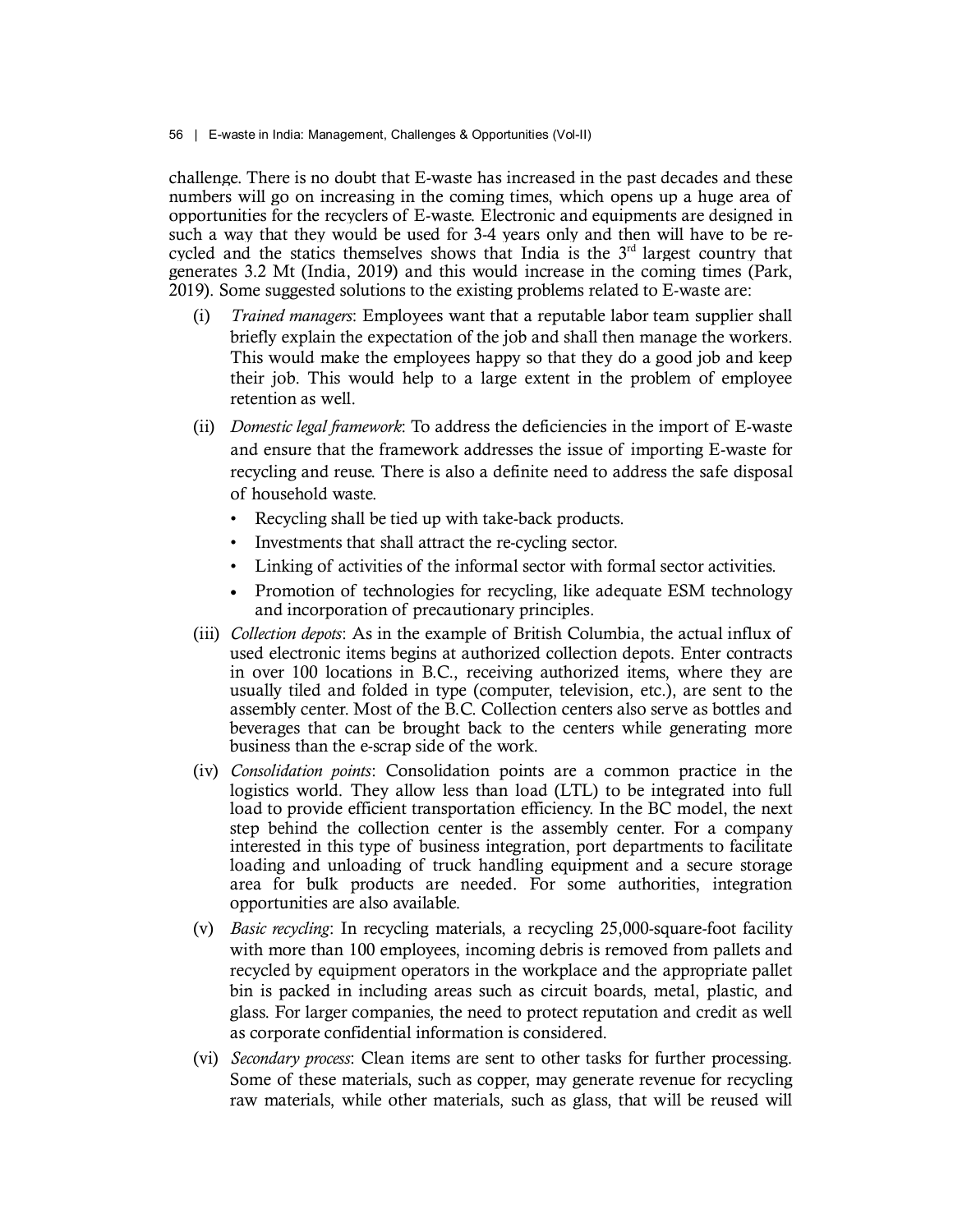challenge. There is no doubt that E-waste has increased in the past decades and these numbers will go on increasing in the coming times, which opens up a huge area of opportunities for the recyclers of E-waste. Electronic and equipments are designed in such a way that they would be used for 3-4 years only and then will have to be re-cycled and the statics themselves shows that India is the 3rd largest country that generates 3.2 Mt (India, 2019) and this would increase in the coming times (Park, 2019). Some suggested solutions to the existing problems related to E-waste are:

(i) *Trained managers*: Employees want that a reputable labor team supplier shall briefly explain the expectation of the job and shall then manage the workers. This would make the employees happy so that they do a good job and keep their job. This would help to a large extent in the problem of employee retention as well.

(ii) *Domestic legal framework*: To address the deficiencies in the import of E-waste and ensure that the framework addresses the issue of importing E-waste for recycling and reuse. There is also a definite need to address the safe disposal of household waste.

- Recycling shall be tied up with take-back products.
- Investments that shall attract the re-cycling sector.
- Linking of activities of the informal sector with formal sector activities.
- Promotion of technologies for recycling, like adequate ESM technology and incorporation of precautionary principles.

(iii) *Collection depots*: As in the example of British Columbia, the actual influx of used electronic items begins at authorized collection depots. Enter contracts in over 100 locations in B.C., receiving authorized items, where they are usually tiled and folded in type (computer, television, etc.), are sent to the assembly center. Most of the B.C. Collection centers also serve as bottles and beverages that can be brought back to the centers while generating more business than the e-scrap side of the work.

(iv) *Consolidation points*: Consolidation points are a common practice in the logistics world. They allow less than load (LTL) to be integrated into full load to provide efficient transportation efficiency. In the BC model, the next step behind the collection center is the assembly center. For a company interested in this type of business integration, port departments to facilitate loading and unloading of truck handling equipment and a secure storage area for bulk products are needed. For some authorities, integration opportunities are also available.

(v) *Basic recycling*: In recycling materials, a recycling 25,000-square-foot facility with more than 100 employees, incoming debris is removed from pallets and recycled by equipment operators in the workplace and the appropriate pallet bin is packed in including areas such as circuit boards, metal, plastic, and glass. For larger companies, the need to protect reputation and credit as well as corporate confidential information is considered.

(vi) *Secondary process*: Clean items are sent to other tasks for further processing. Some of these materials, such as copper, may generate revenue for recycling raw materials, while other materials, such as glass, that will be reused will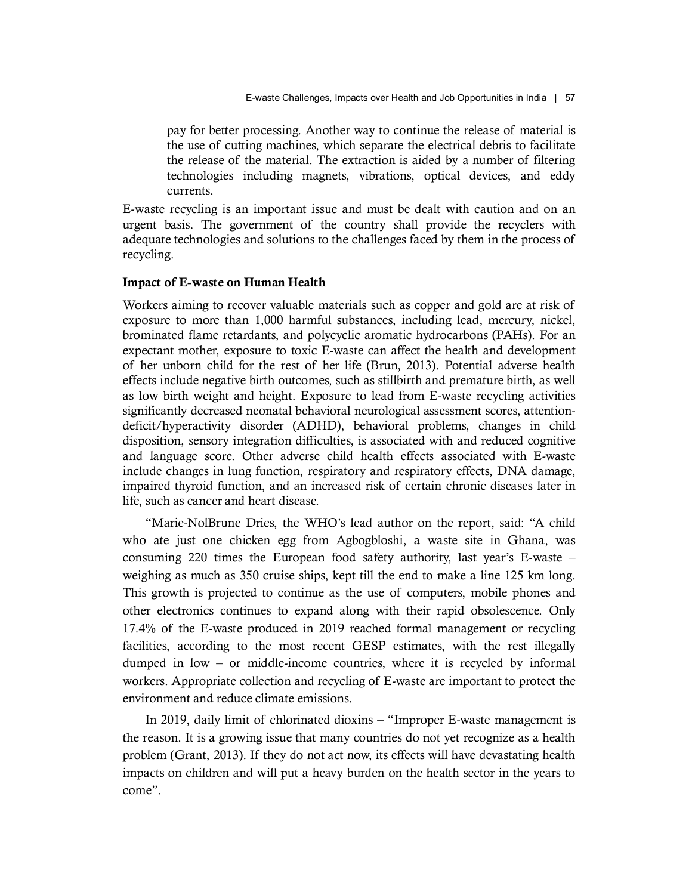pay for better processing. Another way to continue the release of material is the use of cutting machines, which separate the electrical debris to facilitate the release of the material. The extraction is aided by a number of filtering technologies including magnets, vibrations, optical devices, and eddy currents.

E-waste recycling is an important issue and must be dealt with caution and on an urgent basis. The government of the country shall provide the recyclers with adequate technologies and solutions to the challenges faced by them in the process of recycling.

**Impact of E-waste on Human Health**

Workers aiming to recover valuable materials such as copper and gold are at risk of exposure to more than 1,000 harmful substances, including lead, mercury, nickel, brominated flame retardants, and polycyclic aromatic hydrocarbons (PAHs). For an expectant mother, exposure to toxic E-waste can affect the health and development of her unborn child for the rest of her life (Brun, 2013). Potential adverse health effects include negative birth outcomes, such as stillbirth and premature birth, as well as low birth weight and height. Exposure to lead from E-waste recycling activities significantly decreased neonatal behavioral neurological assessment scores, attention-deficit/hyperactivity disorder (ADHD), behavioral problems, changes in child disposition, sensory integration difficulties, is associated with and reduced cognitive and language score. Other adverse child health effects associated with E-waste include changes in lung function, respiratory and respiratory effects, DNA damage, impaired thyroid function, and an increased risk of certain chronic diseases later in life, such as cancer and heart disease.

"Marie-NolBrune Dries, the WHO's lead author on the report, said: "A child who ate just one chicken egg from Agbogbloshi, a waste site in Ghana, was consuming 220 times the European food safety authority, last year's E-waste – weighing as much as 350 cruise ships, kept till the end to make a line 125 km long. This growth is projected to continue as the use of computers, mobile phones and other electronics continues to expand along with their rapid obsolescence. Only 17.4% of the E-waste produced in 2019 reached formal management or recycling facilities, according to the most recent GESP estimates, with the rest illegally dumped in low – or middle-income countries, where it is recycled by informal workers. Appropriate collection and recycling of E-waste are important to protect the environment and reduce climate emissions.

In 2019, daily limit of chlorinated dioxins – "Improper E-waste management is the reason. It is a growing issue that many countries do not yet recognize as a health problem (Grant, 2013). If they do not act now, its effects will have devastating health impacts on children and will put a heavy burden on the health sector in the years to come".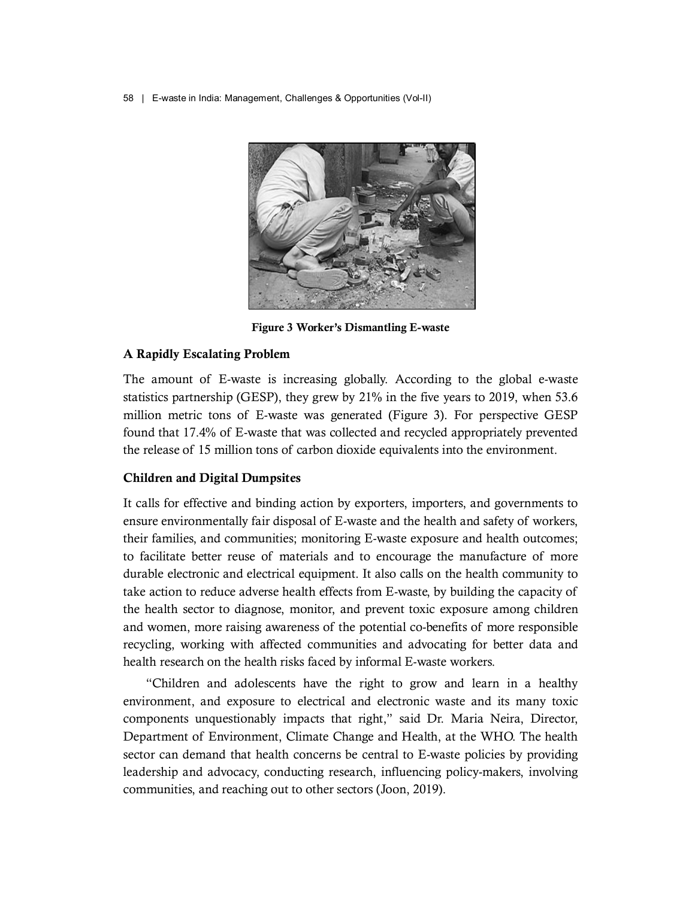Figure 3 Worker's Dismantling E-waste

## A Rapidly Escalating Problem

The amount of E-waste is increasing globally. According to the global e-waste statistics partnership (GESP), they grew by 21% in the five years to 2019, when 53.6 million metric tons of E-waste was generated (Figure 3). For perspective GESP found that 17.4% of E-waste that was collected and recycled appropriately prevented the release of 15 million tons of carbon dioxide equivalents into the environment.

## Children and Digital Dumpsites

It calls for effective and binding action by exporters, importers, and governments to ensure environmentally fair disposal of E-waste and the health and safety of workers, their families, and communities; monitoring E-waste exposure and health outcomes; to facilitate better reuse of materials and to encourage the manufacture of more durable electronic and electrical equipment. It also calls on the health community to take action to reduce adverse health effects from E-waste, by building the capacity of the health sector to diagnose, monitor, and prevent toxic exposure among children and women, more raising awareness of the potential co-benefits of more responsible recycling, working with affected communities and advocating for better data and health research on the health risks faced by informal E-waste workers.

"Children and adolescents have the right to grow and learn in a healthy environment, and exposure to electrical and electronic waste and its many toxic components unquestionably impacts that right," said Dr. Maria Neira, Director, Department of Environment, Climate Change and Health, at the WHO. The health sector can demand that health concerns be central to E-waste policies by providing leadership and advocacy, conducting research, influencing policy-makers, involving communities, and reaching out to other sectors (Joon, 2019).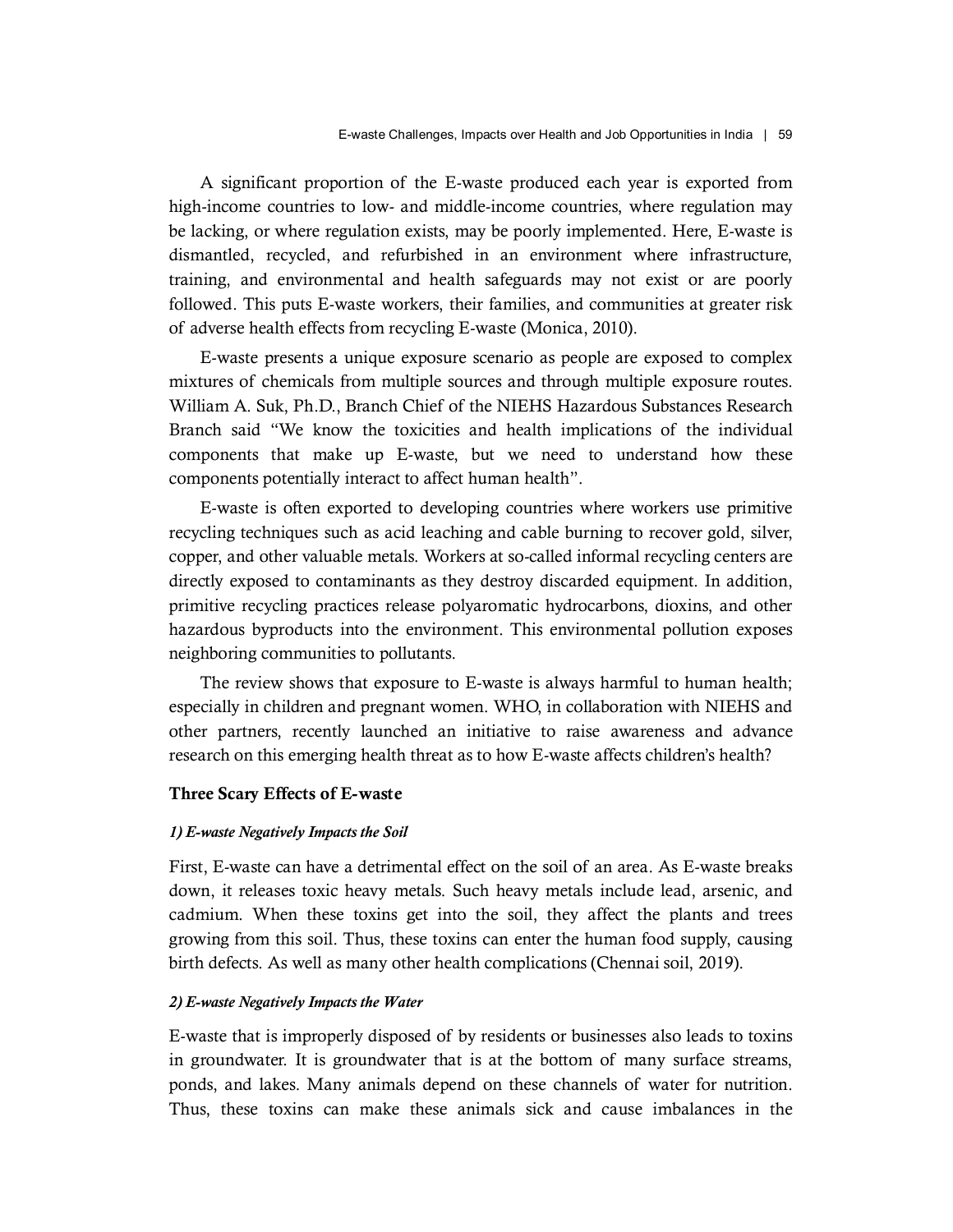A significant proportion of the E-waste produced each year is exported from high-income countries to low- and middle-income countries, where regulation may be lacking, or where regulation exists, may be poorly implemented. Here, E-waste is dismantled, recycled, and refurbished in an environment where infrastructure, training, and environmental and health safeguards may not exist or are poorly followed. This puts E-waste workers, their families, and communities at greater risk of adverse health effects from recycling E-waste (Monica, 2010).

E-waste presents a unique exposure scenario as people are exposed to complex mixtures of chemicals from multiple sources and through multiple exposure routes. William A. Suk, Ph.D., Branch Chief of the NIEHS Hazardous Substances Research Branch said "We know the toxicities and health implications of the individual components that make up E-waste, but we need to understand how these components potentially interact to affect human health".

E-waste is often exported to developing countries where workers use primitive recycling techniques such as acid leaching and cable burning to recover gold, silver, copper, and other valuable metals. Workers at so-called informal recycling centers are directly exposed to contaminants as they destroy discarded equipment. In addition, primitive recycling practices release polyaromatic hydrocarbons, dioxins, and other hazardous byproducts into the environment. This environmental pollution exposes neighboring communities to pollutants.

The review shows that exposure to E-waste is always harmful to human health; especially in children and pregnant women. WHO, in collaboration with NIEHS and other partners, recently launched an initiative to raise awareness and advance research on this emerging health threat as to how E-waste affects children's health?

### Three Scary Effects of E-waste

#### *1) E-waste Negatively Impacts the Soil*

First, E-waste can have a detrimental effect on the soil of an area. As E-waste breaks down, it releases toxic heavy metals. Such heavy metals include lead, arsenic, and cadmium. When these toxins get into the soil, they affect the plants and trees growing from this soil. Thus, these toxins can enter the human food supply, causing birth defects. As well as many other health complications (Chennai soil, 2019).

#### *2) E-waste Negatively Impacts the Water*

E-waste that is improperly disposed of by residents or businesses also leads to toxins in groundwater. It is groundwater that is at the bottom of many surface streams, ponds, and lakes. Many animals depend on these channels of water for nutrition. Thus, these toxins can make these animals sick and cause imbalances in the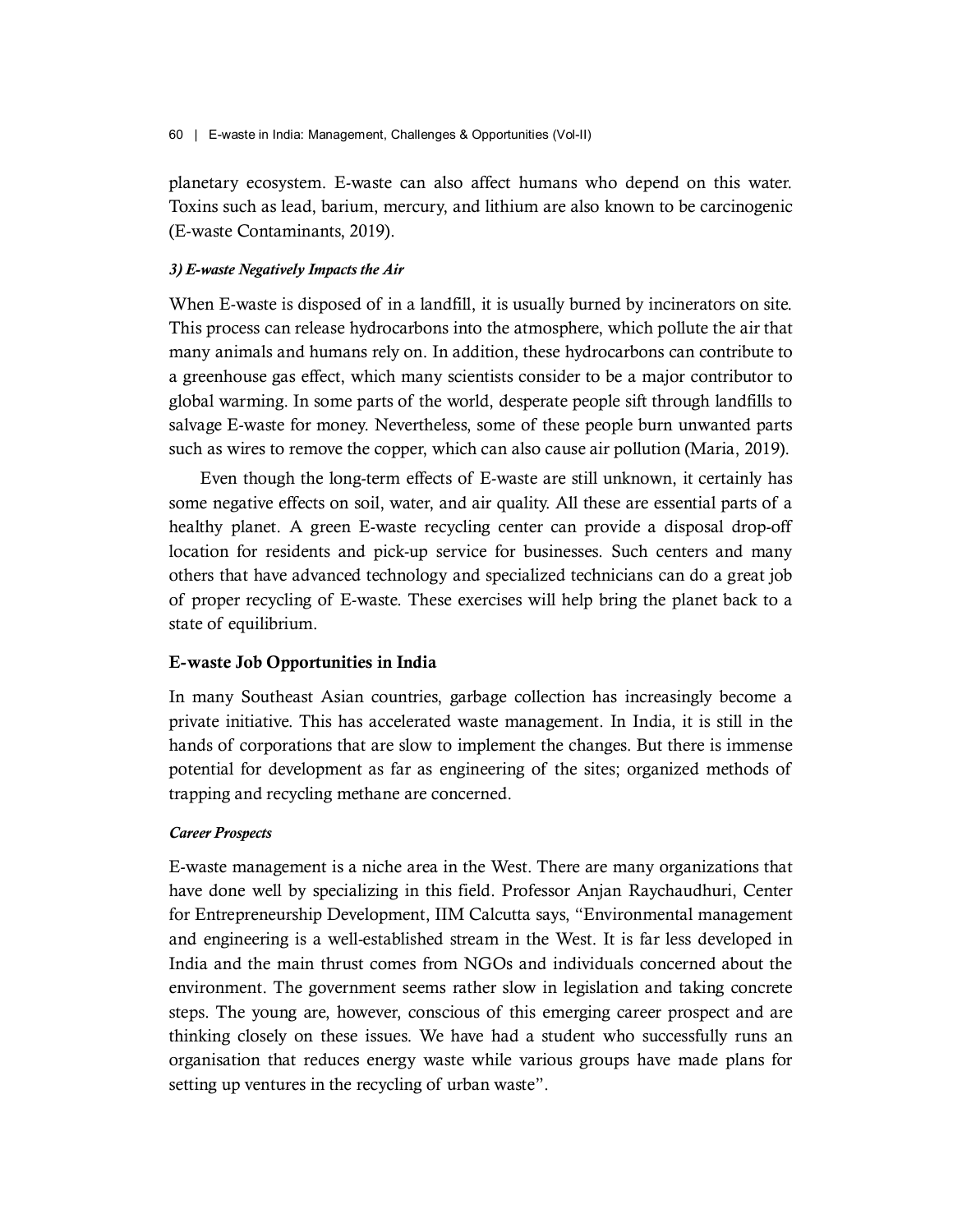planetary ecosystem. E-waste can also affect humans who depend on this water. Toxins such as lead, barium, mercury, and lithium are also known to be carcinogenic (E-waste Contaminants, 2019).

#### *3) E-waste Negatively Impacts the Air*

When E-waste is disposed of in a landfill, it is usually burned by incinerators on site. This process can release hydrocarbons into the atmosphere, which pollute the air that many animals and humans rely on. In addition, these hydrocarbons can contribute to a greenhouse gas effect, which many scientists consider to be a major contributor to global warming. In some parts of the world, desperate people sift through landfills to salvage E-waste for money. Nevertheless, some of these people burn unwanted parts such as wires to remove the copper, which can also cause air pollution (Maria, 2019).

Even though the long-term effects of E-waste are still unknown, it certainly has some negative effects on soil, water, and air quality. All these are essential parts of a healthy planet. A green E-waste recycling center can provide a disposal drop-off location for residents and pick-up service for businesses. Such centers and many others that have advanced technology and specialized technicians can do a great job of proper recycling of E-waste. These exercises will help bring the planet back to a state of equilibrium.

### E-waste Job Opportunities in India

In many Southeast Asian countries, garbage collection has increasingly become a private initiative. This has accelerated waste management. In India, it is still in the hands of corporations that are slow to implement the changes. But there is immense potential for development as far as engineering of the sites; organized methods of trapping and recycling methane are concerned.

#### *Career Prospects*

E-waste management is a niche area in the West. There are many organizations that have done well by specializing in this field. Professor Anjan Raychaudhuri, Center for Entrepreneurship Development, IIM Calcutta says, "Environmental management and engineering is a well-established stream in the West. It is far less developed in India and the main thrust comes from NGOs and individuals concerned about the environment. The government seems rather slow in legislation and taking concrete steps. The young are, however, conscious of this emerging career prospect and are thinking closely on these issues. We have had a student who successfully runs an organisation that reduces energy waste while various groups have made plans for setting up ventures in the recycling of urban waste".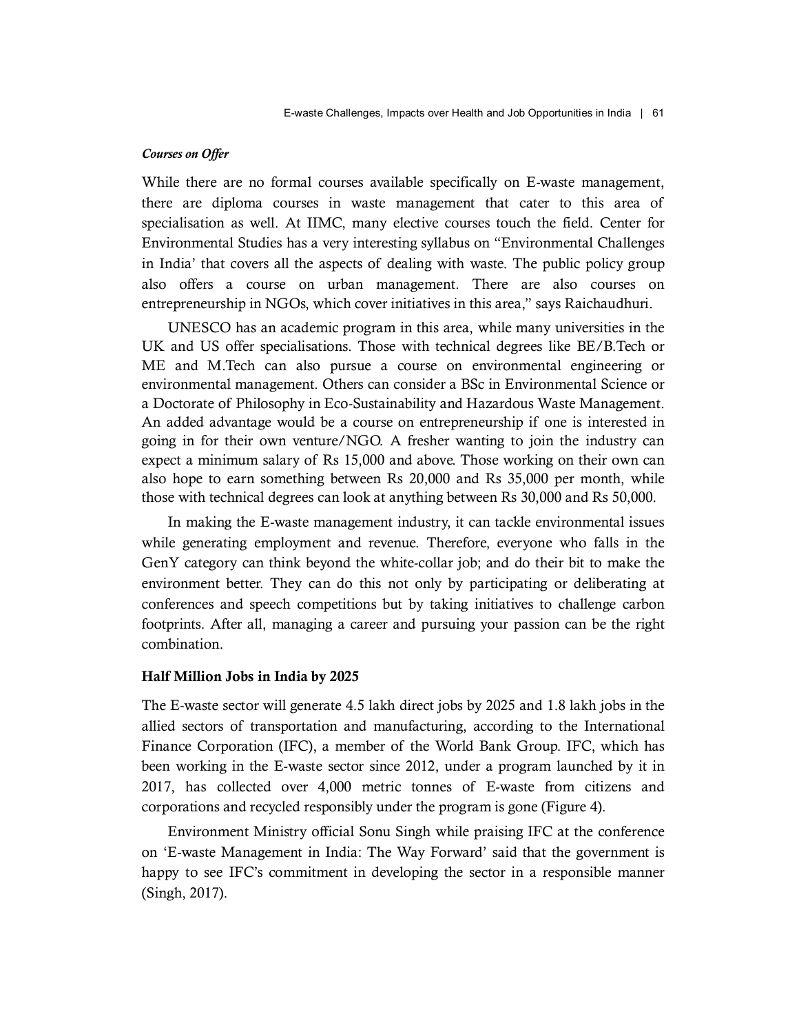***Courses on Offer***

While there are no formal courses available specifically on E-waste management, there are diploma courses in waste management that cater to this area of specialisation as well. At IIMC, many elective courses touch the field. Center for Environmental Studies has a very interesting syllabus on "Environmental Challenges in India' that covers all the aspects of dealing with waste. The public policy group also offers a course on urban management. There are also courses on entrepreneurship in NGOs, which cover initiatives in this area," says Raichaudhuri.

UNESCO has an academic program in this area, while many universities in the UK and US offer specialisations. Those with technical degrees like BE/B.Tech or ME and M.Tech can also pursue a course on environmental engineering or environmental management. Others can consider a BSc in Environmental Science or a Doctorate of Philosophy in Eco-Sustainability and Hazardous Waste Management. An added advantage would be a course on entrepreneurship if one is interested in going in for their own venture/NGO. A fresher wanting to join the industry can expect a minimum salary of Rs 15,000 and above. Those working on their own can also hope to earn something between Rs 20,000 and Rs 35,000 per month, while those with technical degrees can look at anything between Rs 30,000 and Rs 50,000.

In making the E-waste management industry, it can tackle environmental issues while generating employment and revenue. Therefore, everyone who falls in the GenY category can think beyond the white-collar job; and do their bit to make the environment better. They can do this not only by participating or deliberating at conferences and speech competitions but by taking initiatives to challenge carbon footprints. After all, managing a career and pursuing your passion can be the right combination.

**Half Million Jobs in India by 2025**

The E-waste sector will generate 4.5 lakh direct jobs by 2025 and 1.8 lakh jobs in the allied sectors of transportation and manufacturing, according to the International Finance Corporation (IFC), a member of the World Bank Group. IFC, which has been working in the E-waste sector since 2012, under a program launched by it in 2017, has collected over 4,000 metric tonnes of E-waste from citizens and corporations and recycled responsibly under the program is gone (Figure 4).

Environment Ministry official Sonu Singh while praising IFC at the conference on 'E-waste Management in India: The Way Forward' said that the government is happy to see IFC's commitment in developing the sector in a responsible manner (Singh, 2017).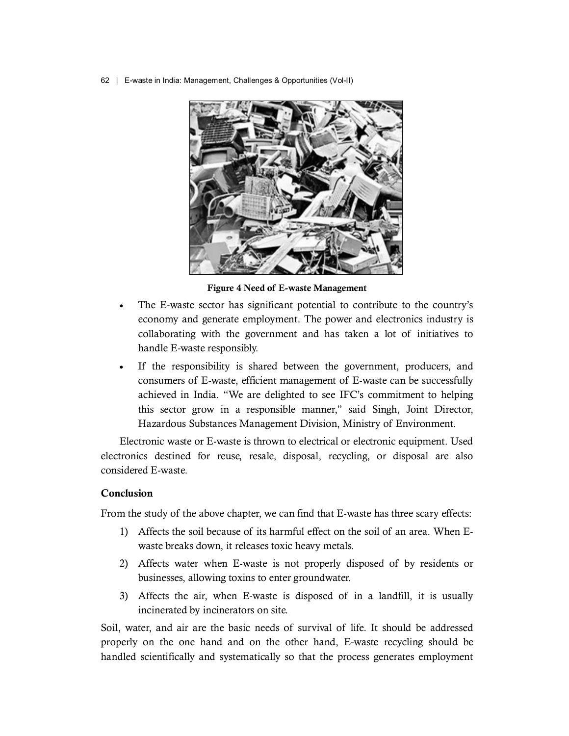Figure 4 Need of E-waste Management

- The E-waste sector has significant potential to contribute to the country's economy and generate employment. The power and electronics industry is collaborating with the government and has taken a lot of initiatives to handle E-waste responsibly.
- If the responsibility is shared between the government, producers, and consumers of E-waste, efficient management of E-waste can be successfully achieved in India. "We are delighted to see IFC's commitment to helping this sector grow in a responsible manner," said Singh, Joint Director, Hazardous Substances Management Division, Ministry of Environment.

Electronic waste or E-waste is thrown to electrical or electronic equipment. Used electronics destined for reuse, resale, disposal, recycling, or disposal are also considered E-waste.

## Conclusion

From the study of the above chapter, we can find that E-waste has three scary effects:

1) Affects the soil because of its harmful effect on the soil of an area. When E-waste breaks down, it releases toxic heavy metals.
2) Affects water when E-waste is not properly disposed of by residents or businesses, allowing toxins to enter groundwater.
3) Affects the air, when E-waste is disposed of in a landfill, it is usually incinerated by incinerators on site.

Soil, water, and air are the basic needs of survival of life. It should be addressed properly on the one hand and on the other hand, E-waste recycling should be handled scientifically and systematically so that the process generates employment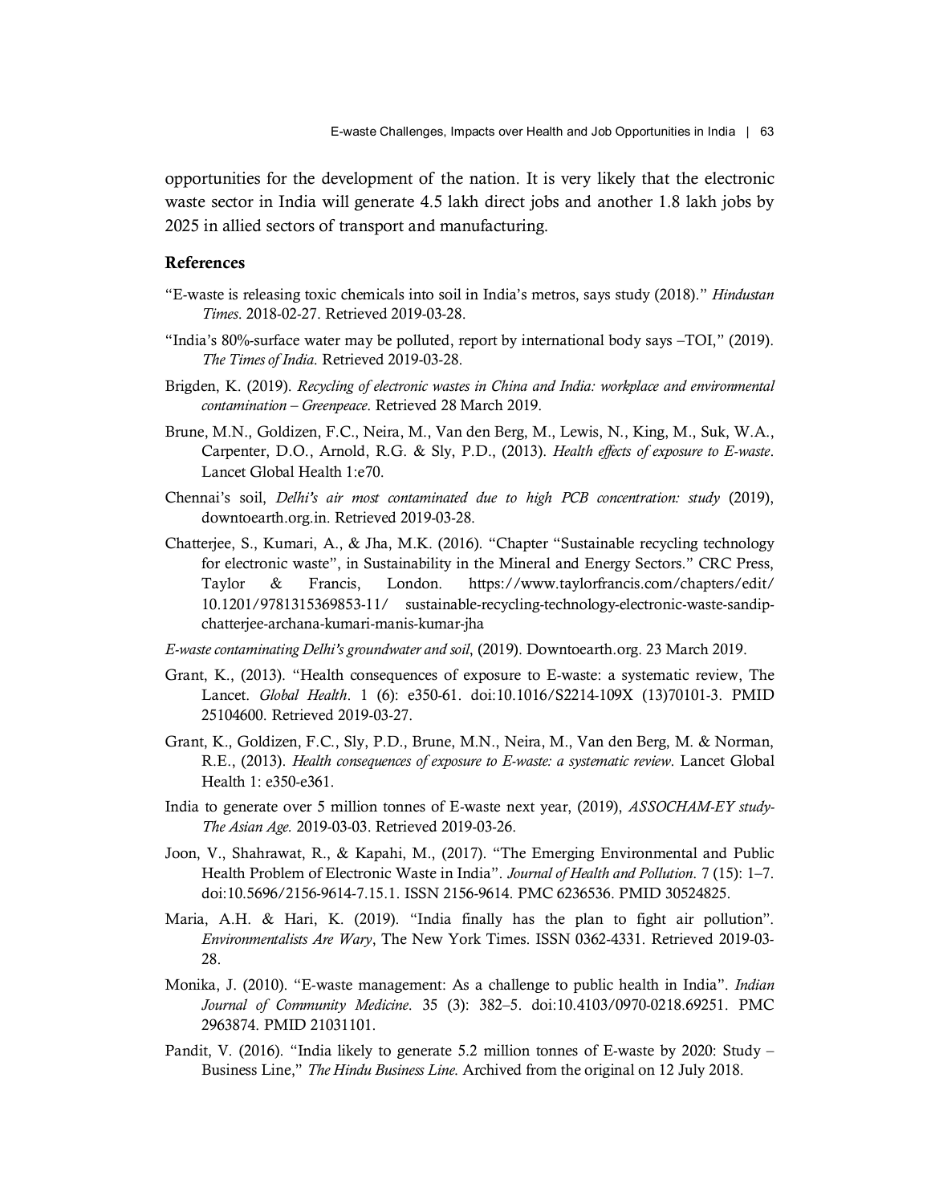opportunities for the development of the nation. It is very likely that the electronic waste sector in India will generate 4.5 lakh direct jobs and another 1.8 lakh jobs by 2025 in allied sectors of transport and manufacturing.

### References

"E-waste is releasing toxic chemicals into soil in India's metros, says study (2018)." *Hindustan Times*. 2018-02-27. Retrieved 2019-03-28.

"India's 80%-surface water may be polluted, report by international body says –TOI," (2019). *The Times of India*. Retrieved 2019-03-28.

Brigden, K. (2019). *Recycling of electronic wastes in China and India: workplace and environmental contamination – Greenpeace*. Retrieved 28 March 2019.

Brune, M.N., Goldizen, F.C., Neira, M., Van den Berg, M., Lewis, N., King, M., Suk, W.A., Carpenter, D.O., Arnold, R.G. & Sly, P.D., (2013). *Health effects of exposure to E-waste*. Lancet Global Health 1:e70.

Chennai's soil, *Delhi's air most contaminated due to high PCB concentration: study* (2019), downtoearth.org.in. Retrieved 2019-03-28.

Chatterjee, S., Kumari, A., & Jha, M.K. (2016). "Chapter "Sustainable recycling technology for electronic waste", in Sustainability in the Mineral and Energy Sectors." CRC Press, Taylor & Francis, London. https://www.taylorfrancis.com/chapters/edit/10.1201/9781315369853-11/ sustainable-recycling-technology-electronic-waste-sandip-chatterjee-archana-kumari-manis-kumar-jha

*E-waste contaminating Delhi's groundwater and soil*, (2019). Downtoearth.org. 23 March 2019.

Grant, K., (2013). "Health consequences of exposure to E-waste: a systematic review, The Lancet. *Global Health*. 1 (6): e350-61. doi:10.1016/S2214-109X (13)70101-3. PMID 25104600. Retrieved 2019-03-27.

Grant, K., Goldizen, F.C., Sly, P.D., Brune, M.N., Neira, M., Van den Berg, M. & Norman, R.E., (2013). *Health consequences of exposure to E-waste: a systematic review*. Lancet Global Health 1: e350-e361.

India to generate over 5 million tonnes of E-waste next year, (2019), *ASSOCHAM-EY study-The Asian Age*. 2019-03-03. Retrieved 2019-03-26.

Joon, V., Shahrawat, R., & Kapahi, M., (2017). "The Emerging Environmental and Public Health Problem of Electronic Waste in India". *Journal of Health and Pollution*. 7 (15): 1–7. doi:10.5696/2156-9614-7.15.1. ISSN 2156-9614. PMC 6236536. PMID 30524825.

Maria, A.H. & Hari, K. (2019). "India finally has the plan to fight air pollution". *Environmentalists Are Wary*, The New York Times. ISSN 0362-4331. Retrieved 2019-03-28.

Monika, J. (2010). "E-waste management: As a challenge to public health in India". *Indian Journal of Community Medicine*. 35 (3): 382–5. doi:10.4103/0970-0218.69251. PMC 2963874. PMID 21031101.

Pandit, V. (2016). "India likely to generate 5.2 million tonnes of E-waste by 2020: Study – Business Line," *The Hindu Business Line*. Archived from the original on 12 July 2018.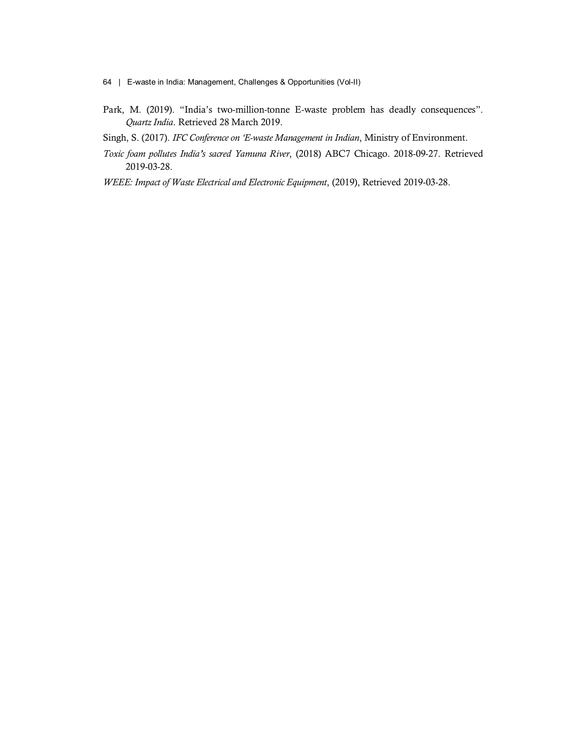Park, M. (2019). "India's two-million-tonne E-waste problem has deadly consequences". *Quartz India*. Retrieved 28 March 2019.

Singh, S. (2017). *IFC Conference on 'E-waste Management in Indian*, Ministry of Environment.

*Toxic foam pollutes India's sacred Yamuna River*, (2018) ABC7 Chicago. 2018-09-27. Retrieved 2019-03-28.

*WEEE: Impact of Waste Electrical and Electronic Equipment*, (2019), Retrieved 2019-03-28.